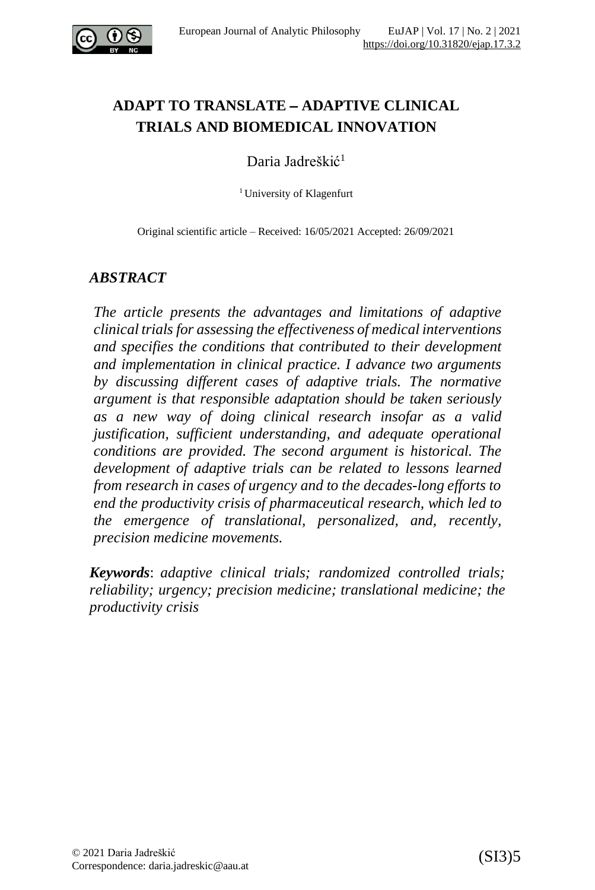# ADAPT TO TRANSLATE – ADAPTIVE CLINICAL TRIALS AND BIOMEDICAL INNOVATION

Daria Jadrešković[1]

[1] University of Klagenfurt

Original scientific article – Received: 16/05/2021 Accepted: 26/09/2021

## *ABSTRACT*

*The article presents the advantages and limitations of adaptive clinical trials for assessing the effectiveness of medical interventions and specifies the conditions that contributed to their development and implementation in clinical practice. I advance two arguments by discussing different cases of adaptive trials. The normative argument is that responsible adaptation should be taken seriously as a new way of doing clinical research insofar as a valid justification, sufficient understanding, and adequate operational conditions are provided. The second argument is historical. The development of adaptive trials can be related to lessons learned from research in cases of urgency and to the decades-long efforts to end the productivity crisis of pharmaceutical research, which led to the emergence of translational, personalized, and, recently, precision medicine movements.*

***Keywords***: *adaptive clinical trials; randomized controlled trials; reliability; urgency; precision medicine; translational medicine; the productivity crisis*

© 2021 Daria Jadrešković
Correspondence: daria.jadreskic@aau.at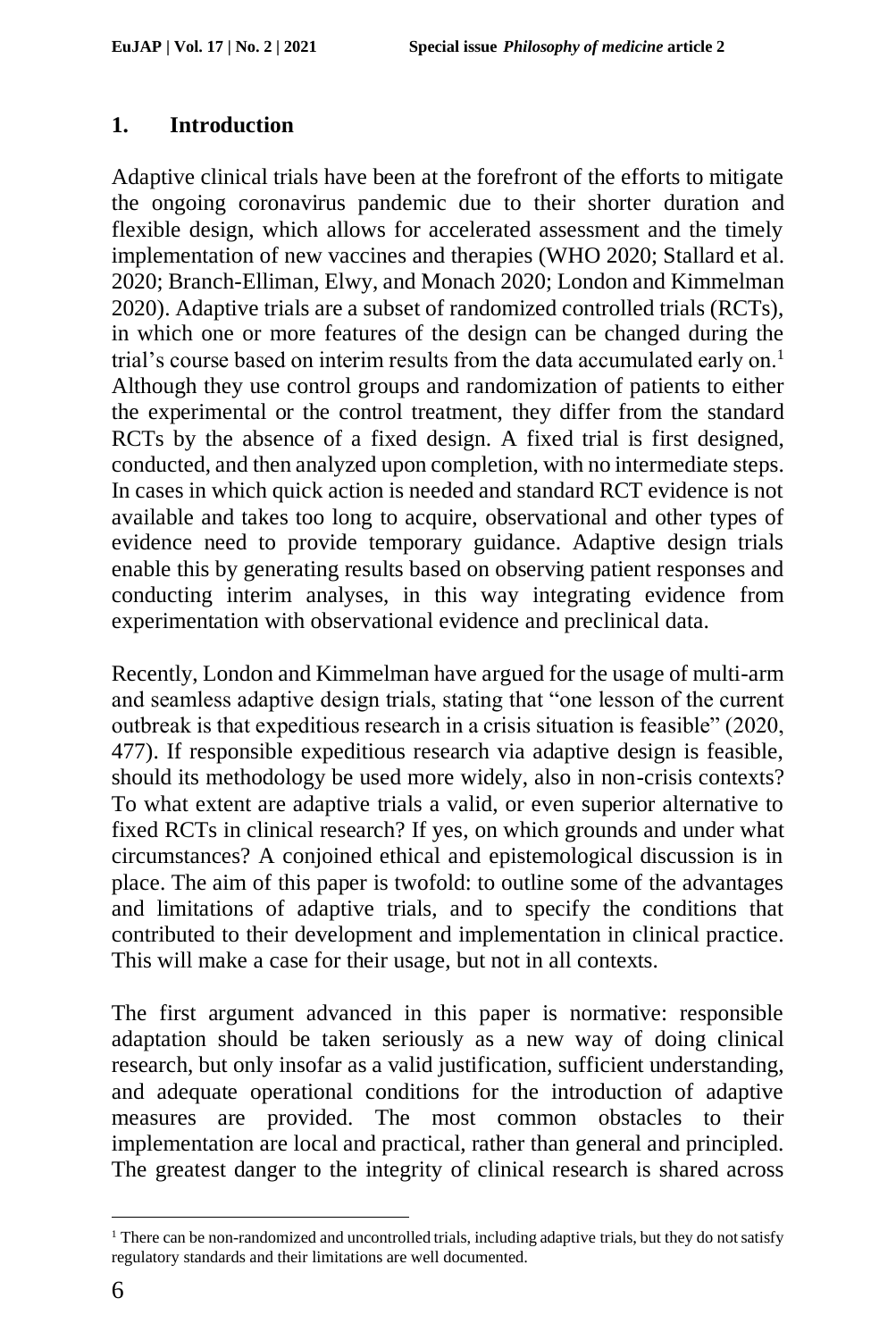## 1. Introduction

Adaptive clinical trials have been at the forefront of the efforts to mitigate the ongoing coronavirus pandemic due to their shorter duration and flexible design, which allows for accelerated assessment and the timely implementation of new vaccines and therapies (WHO 2020; Stallard et al. 2020; Branch-Elliman, Elwy, and Monach 2020; London and Kimmelman 2020). Adaptive trials are a subset of randomized controlled trials (RCTs), in which one or more features of the design can be changed during the trial's course based on interim results from the data accumulated early on.[1] Although they use control groups and randomization of patients to either the experimental or the control treatment, they differ from the standard RCTs by the absence of a fixed design. A fixed trial is first designed, conducted, and then analyzed upon completion, with no intermediate steps. In cases in which quick action is needed and standard RCT evidence is not available and takes too long to acquire, observational and other types of evidence need to provide temporary guidance. Adaptive design trials enable this by generating results based on observing patient responses and conducting interim analyses, in this way integrating evidence from experimentation with observational evidence and preclinical data.

Recently, London and Kimmelman have argued for the usage of multi-arm and seamless adaptive design trials, stating that "one lesson of the current outbreak is that expeditious research in a crisis situation is feasible" (2020, 477). If responsible expeditious research via adaptive design is feasible, should its methodology be used more widely, also in non-crisis contexts? To what extent are adaptive trials a valid, or even superior alternative to fixed RCTs in clinical research? If yes, on which grounds and under what circumstances? A conjoined ethical and epistemological discussion is in place. The aim of this paper is twofold: to outline some of the advantages and limitations of adaptive trials, and to specify the conditions that contributed to their development and implementation in clinical practice. This will make a case for their usage, but not in all contexts.

The first argument advanced in this paper is normative: responsible adaptation should be taken seriously as a new way of doing clinical research, but only insofar as a valid justification, sufficient understanding, and adequate operational conditions for the introduction of adaptive measures are provided. The most common obstacles to their implementation are local and practical, rather than general and principled. The greatest danger to the integrity of clinical research is shared across

[1] There can be non-randomized and uncontrolled trials, including adaptive trials, but they do not satisfy regulatory standards and their limitations are well documented.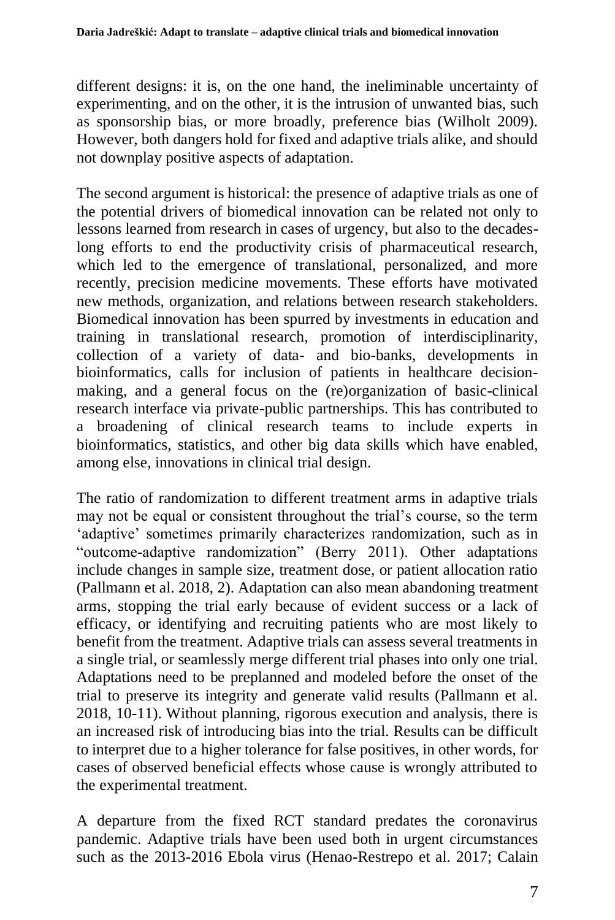different designs: it is, on the one hand, the ineliminable uncertainty of experimenting, and on the other, it is the intrusion of unwanted bias, such as sponsorship bias, or more broadly, preference bias (Wilholt 2009). However, both dangers hold for fixed and adaptive trials alike, and should not downplay positive aspects of adaptation.

The second argument is historical: the presence of adaptive trials as one of the potential drivers of biomedical innovation can be related not only to lessons learned from research in cases of urgency, but also to the decades-long efforts to end the productivity crisis of pharmaceutical research, which led to the emergence of translational, personalized, and more recently, precision medicine movements. These efforts have motivated new methods, organization, and relations between research stakeholders. Biomedical innovation has been spurred by investments in education and training in translational research, promotion of interdisciplinarity, collection of a variety of data- and bio-banks, developments in bioinformatics, calls for inclusion of patients in healthcare decision-making, and a general focus on the (re)organization of basic-clinical research interface via private-public partnerships. This has contributed to a broadening of clinical research teams to include experts in bioinformatics, statistics, and other big data skills which have enabled, among else, innovations in clinical trial design.

The ratio of randomization to different treatment arms in adaptive trials may not be equal or consistent throughout the trial's course, so the term 'adaptive' sometimes primarily characterizes randomization, such as in "outcome-adaptive randomization" (Berry 2011). Other adaptations include changes in sample size, treatment dose, or patient allocation ratio (Pallmann et al. 2018, 2). Adaptation can also mean abandoning treatment arms, stopping the trial early because of evident success or a lack of efficacy, or identifying and recruiting patients who are most likely to benefit from the treatment. Adaptive trials can assess several treatments in a single trial, or seamlessly merge different trial phases into only one trial. Adaptations need to be preplanned and modeled before the onset of the trial to preserve its integrity and generate valid results (Pallmann et al. 2018, 10-11). Without planning, rigorous execution and analysis, there is an increased risk of introducing bias into the trial. Results can be difficult to interpret due to a higher tolerance for false positives, in other words, for cases of observed beneficial effects whose cause is wrongly attributed to the experimental treatment.

A departure from the fixed RCT standard predates the coronavirus pandemic. Adaptive trials have been used both in urgent circumstances such as the 2013-2016 Ebola virus (Henao-Restrepo et al. 2017; Calain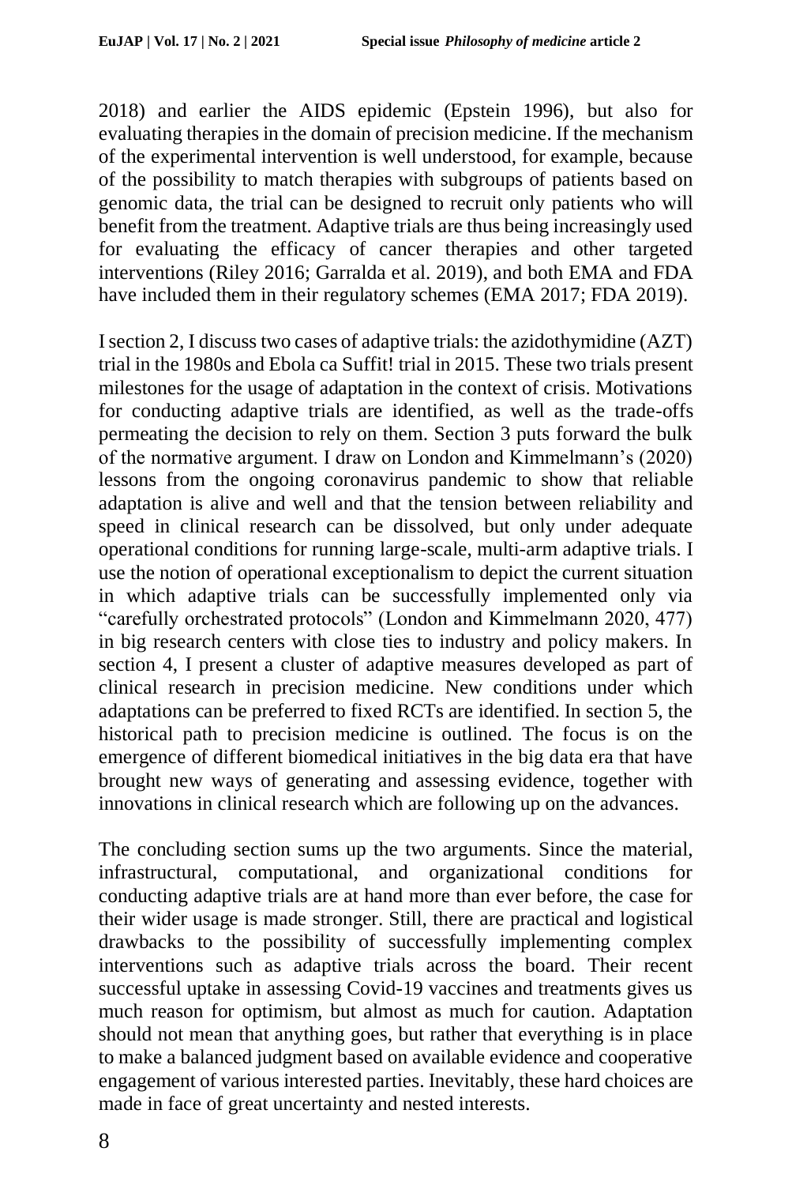2018) and earlier the AIDS epidemic (Epstein 1996), but also for evaluating therapies in the domain of precision medicine. If the mechanism of the experimental intervention is well understood, for example, because of the possibility to match therapies with subgroups of patients based on genomic data, the trial can be designed to recruit only patients who will benefit from the treatment. Adaptive trials are thus being increasingly used for evaluating the efficacy of cancer therapies and other targeted interventions (Riley 2016; Garralda et al. 2019), and both EMA and FDA have included them in their regulatory schemes (EMA 2017; FDA 2019).

I section 2, I discuss two cases of adaptive trials: the azidothymidine (AZT) trial in the 1980s and Ebola ca Suffit! trial in 2015. These two trials present milestones for the usage of adaptation in the context of crisis. Motivations for conducting adaptive trials are identified, as well as the trade-offs permeating the decision to rely on them. Section 3 puts forward the bulk of the normative argument. I draw on London and Kimmelmann's (2020) lessons from the ongoing coronavirus pandemic to show that reliable adaptation is alive and well and that the tension between reliability and speed in clinical research can be dissolved, but only under adequate operational conditions for running large-scale, multi-arm adaptive trials. I use the notion of operational exceptionalism to depict the current situation in which adaptive trials can be successfully implemented only via "carefully orchestrated protocols" (London and Kimmelmann 2020, 477) in big research centers with close ties to industry and policy makers. In section 4, I present a cluster of adaptive measures developed as part of clinical research in precision medicine. New conditions under which adaptations can be preferred to fixed RCTs are identified. In section 5, the historical path to precision medicine is outlined. The focus is on the emergence of different biomedical initiatives in the big data era that have brought new ways of generating and assessing evidence, together with innovations in clinical research which are following up on the advances.

The concluding section sums up the two arguments. Since the material, infrastructural, computational, and organizational conditions for conducting adaptive trials are at hand more than ever before, the case for their wider usage is made stronger. Still, there are practical and logistical drawbacks to the possibility of successfully implementing complex interventions such as adaptive trials across the board. Their recent successful uptake in assessing Covid-19 vaccines and treatments gives us much reason for optimism, but almost as much for caution. Adaptation should not mean that anything goes, but rather that everything is in place to make a balanced judgment based on available evidence and cooperative engagement of various interested parties. Inevitably, these hard choices are made in face of great uncertainty and nested interests.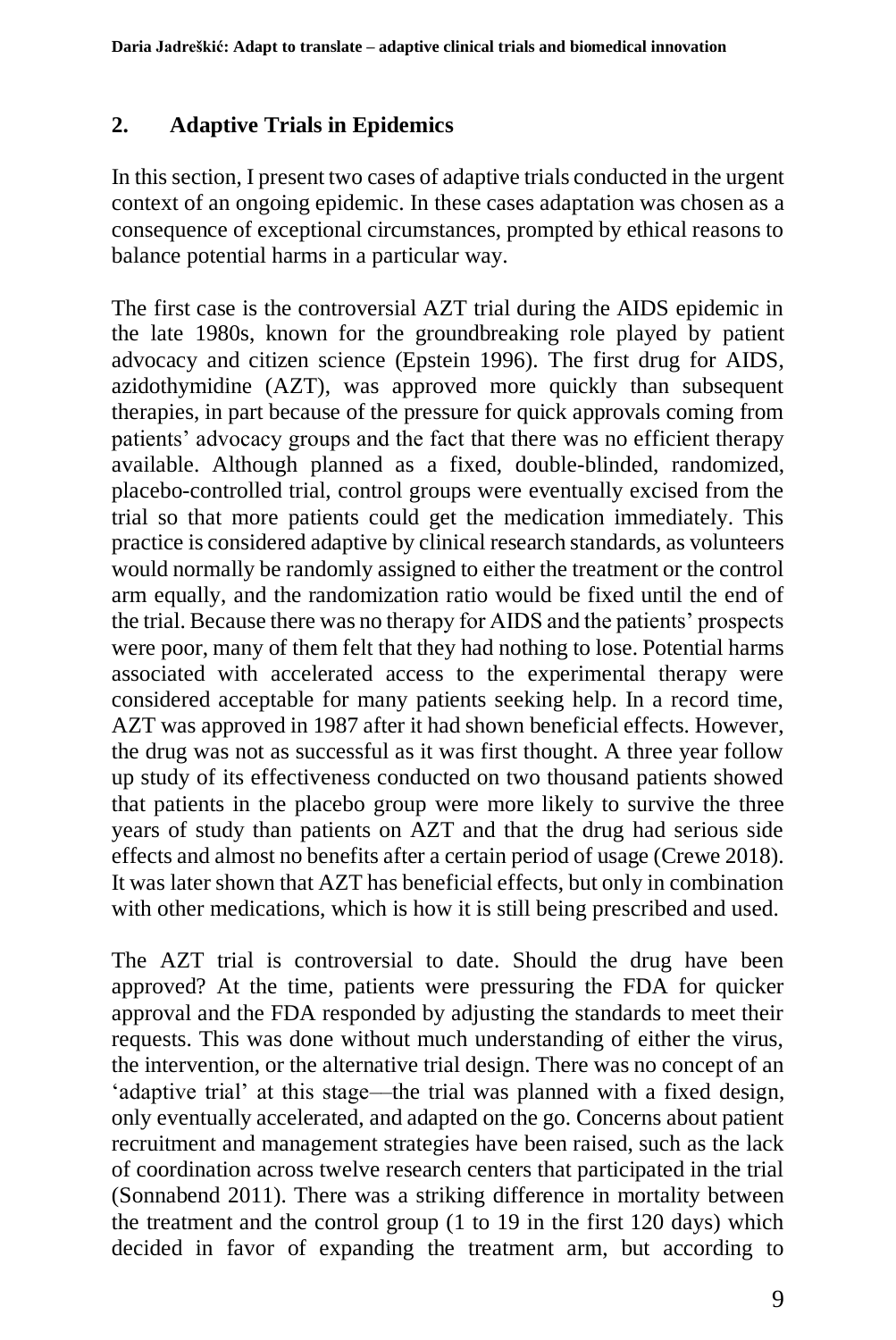## 2. Adaptive Trials in Epidemics

In this section, I present two cases of adaptive trials conducted in the urgent context of an ongoing epidemic. In these cases adaptation was chosen as a consequence of exceptional circumstances, prompted by ethical reasons to balance potential harms in a particular way.

The first case is the controversial AZT trial during the AIDS epidemic in the late 1980s, known for the groundbreaking role played by patient advocacy and citizen science (Epstein 1996). The first drug for AIDS, azidothymidine (AZT), was approved more quickly than subsequent therapies, in part because of the pressure for quick approvals coming from patients' advocacy groups and the fact that there was no efficient therapy available. Although planned as a fixed, double-blinded, randomized, placebo-controlled trial, control groups were eventually excised from the trial so that more patients could get the medication immediately. This practice is considered adaptive by clinical research standards, as volunteers would normally be randomly assigned to either the treatment or the control arm equally, and the randomization ratio would be fixed until the end of the trial. Because there was no therapy for AIDS and the patients' prospects were poor, many of them felt that they had nothing to lose. Potential harms associated with accelerated access to the experimental therapy were considered acceptable for many patients seeking help. In a record time, AZT was approved in 1987 after it had shown beneficial effects. However, the drug was not as successful as it was first thought. A three year follow up study of its effectiveness conducted on two thousand patients showed that patients in the placebo group were more likely to survive the three years of study than patients on AZT and that the drug had serious side effects and almost no benefits after a certain period of usage (Crewe 2018). It was later shown that AZT has beneficial effects, but only in combination with other medications, which is how it is still being prescribed and used.

The AZT trial is controversial to date. Should the drug have been approved? At the time, patients were pressuring the FDA for quicker approval and the FDA responded by adjusting the standards to meet their requests. This was done without much understanding of either the virus, the intervention, or the alternative trial design. There was no concept of an 'adaptive trial' at this stage—the trial was planned with a fixed design, only eventually accelerated, and adapted on the go. Concerns about patient recruitment and management strategies have been raised, such as the lack of coordination across twelve research centers that participated in the trial (Sonnabend 2011). There was a striking difference in mortality between the treatment and the control group (1 to 19 in the first 120 days) which decided in favor of expanding the treatment arm, but according to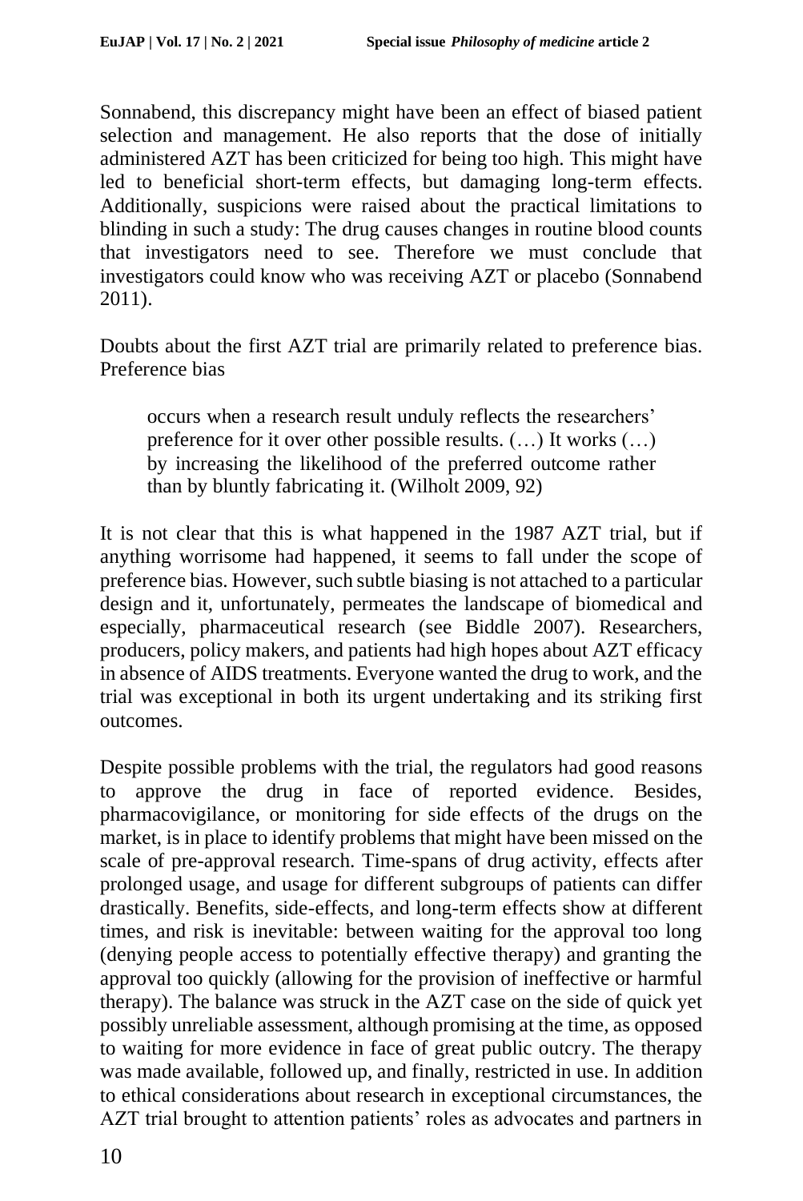Sonnabend, this discrepancy might have been an effect of biased patient selection and management. He also reports that the dose of initially administered AZT has been criticized for being too high. This might have led to beneficial short-term effects, but damaging long-term effects. Additionally, suspicions were raised about the practical limitations to blinding in such a study: The drug causes changes in routine blood counts that investigators need to see. Therefore we must conclude that investigators could know who was receiving AZT or placebo (Sonnabend 2011).

Doubts about the first AZT trial are primarily related to preference bias. Preference bias

> occurs when a research result unduly reflects the researchers' preference for it over other possible results. (…) It works (…) by increasing the likelihood of the preferred outcome rather than by bluntly fabricating it. (Wilholt 2009, 92)

It is not clear that this is what happened in the 1987 AZT trial, but if anything worrisome had happened, it seems to fall under the scope of preference bias. However, such subtle biasing is not attached to a particular design and it, unfortunately, permeates the landscape of biomedical and especially, pharmaceutical research (see Biddle 2007). Researchers, producers, policy makers, and patients had high hopes about AZT efficacy in absence of AIDS treatments. Everyone wanted the drug to work, and the trial was exceptional in both its urgent undertaking and its striking first outcomes.

Despite possible problems with the trial, the regulators had good reasons to approve the drug in face of reported evidence. Besides, pharmacovigilance, or monitoring for side effects of the drugs on the market, is in place to identify problems that might have been missed on the scale of pre-approval research. Time-spans of drug activity, effects after prolonged usage, and usage for different subgroups of patients can differ drastically. Benefits, side-effects, and long-term effects show at different times, and risk is inevitable: between waiting for the approval too long (denying people access to potentially effective therapy) and granting the approval too quickly (allowing for the provision of ineffective or harmful therapy). The balance was struck in the AZT case on the side of quick yet possibly unreliable assessment, although promising at the time, as opposed to waiting for more evidence in face of great public outcry. The therapy was made available, followed up, and finally, restricted in use. In addition to ethical considerations about research in exceptional circumstances, the AZT trial brought to attention patients' roles as advocates and partners in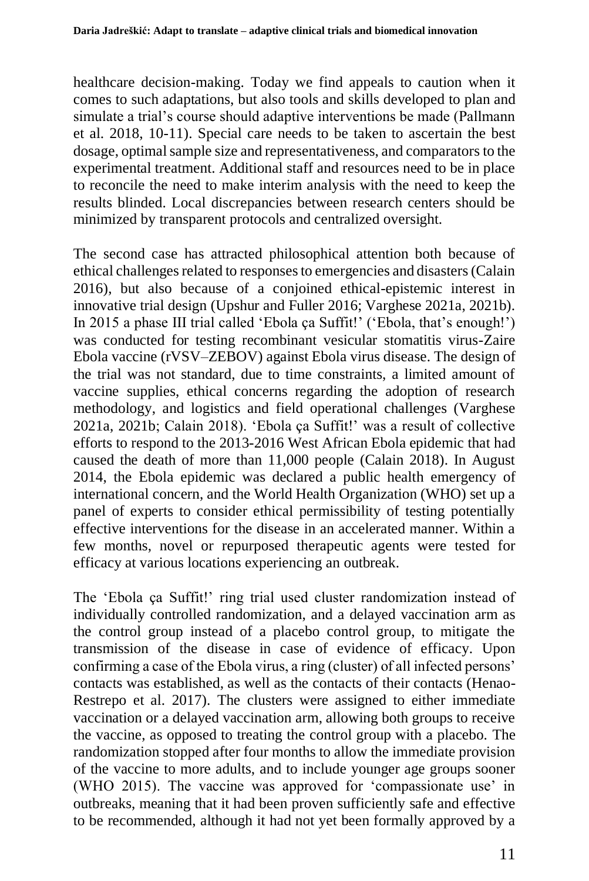healthcare decision-making. Today we find appeals to caution when it comes to such adaptations, but also tools and skills developed to plan and simulate a trial's course should adaptive interventions be made (Pallmann et al. 2018, 10-11). Special care needs to be taken to ascertain the best dosage, optimal sample size and representativeness, and comparators to the experimental treatment. Additional staff and resources need to be in place to reconcile the need to make interim analysis with the need to keep the results blinded. Local discrepancies between research centers should be minimized by transparent protocols and centralized oversight.

The second case has attracted philosophical attention both because of ethical challenges related to responses to emergencies and disasters (Calain 2016), but also because of a conjoined ethical-epistemic interest in innovative trial design (Upshur and Fuller 2016; Varghese 2021a, 2021b). In 2015 a phase III trial called 'Ebola ça Suffit!' ('Ebola, that's enough!') was conducted for testing recombinant vesicular stomatitis virus-Zaire Ebola vaccine (rVSV–ZEBOV) against Ebola virus disease. The design of the trial was not standard, due to time constraints, a limited amount of vaccine supplies, ethical concerns regarding the adoption of research methodology, and logistics and field operational challenges (Varghese 2021a, 2021b; Calain 2018). 'Ebola ça Suffit!' was a result of collective efforts to respond to the 2013-2016 West African Ebola epidemic that had caused the death of more than 11,000 people (Calain 2018). In August 2014, the Ebola epidemic was declared a public health emergency of international concern, and the World Health Organization (WHO) set up a panel of experts to consider ethical permissibility of testing potentially effective interventions for the disease in an accelerated manner. Within a few months, novel or repurposed therapeutic agents were tested for efficacy at various locations experiencing an outbreak.

The 'Ebola ça Suffit!' ring trial used cluster randomization instead of individually controlled randomization, and a delayed vaccination arm as the control group instead of a placebo control group, to mitigate the transmission of the disease in case of evidence of efficacy. Upon confirming a case of the Ebola virus, a ring (cluster) of all infected persons' contacts was established, as well as the contacts of their contacts (Henao-Restrepo et al. 2017). The clusters were assigned to either immediate vaccination or a delayed vaccination arm, allowing both groups to receive the vaccine, as opposed to treating the control group with a placebo. The randomization stopped after four months to allow the immediate provision of the vaccine to more adults, and to include younger age groups sooner (WHO 2015). The vaccine was approved for 'compassionate use' in outbreaks, meaning that it had been proven sufficiently safe and effective to be recommended, although it had not yet been formally approved by a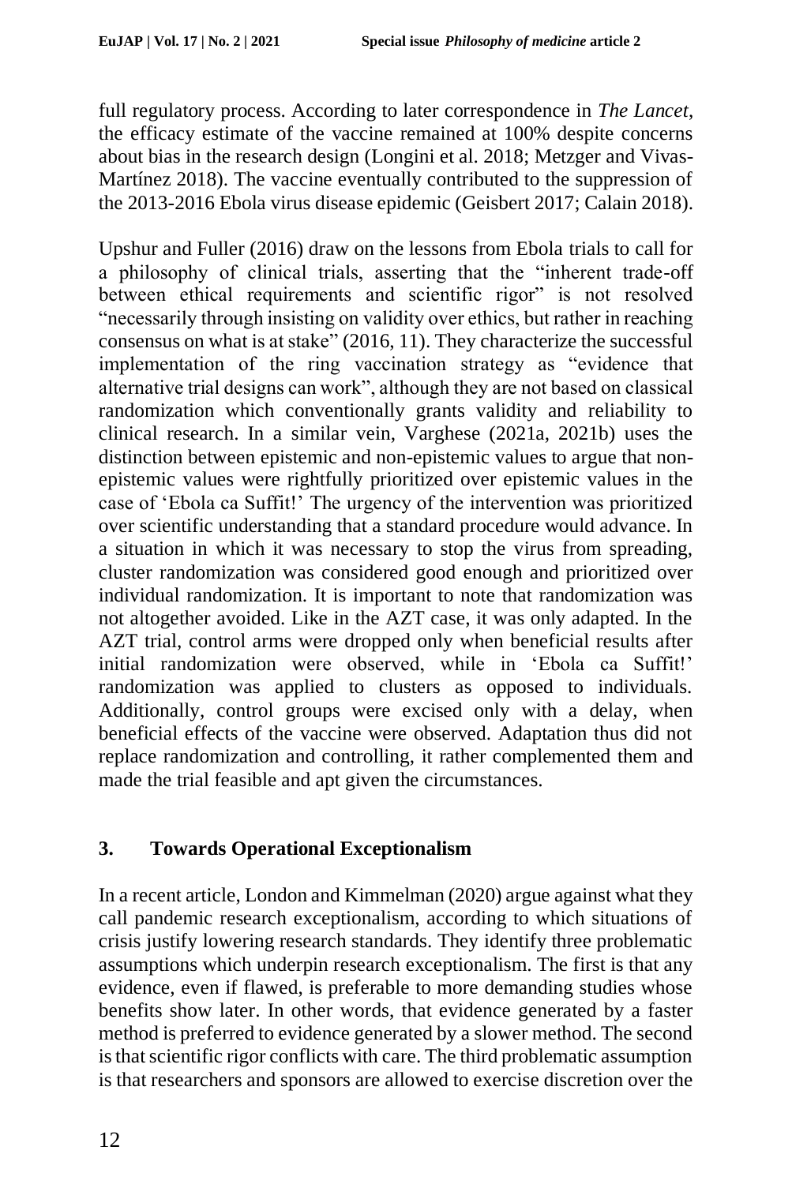full regulatory process. According to later correspondence in *The Lancet*, the efficacy estimate of the vaccine remained at 100% despite concerns about bias in the research design (Longini et al. 2018; Metzger and Vivas-Martínez 2018). The vaccine eventually contributed to the suppression of the 2013-2016 Ebola virus disease epidemic (Geisbert 2017; Calain 2018).

Upshur and Fuller (2016) draw on the lessons from Ebola trials to call for a philosophy of clinical trials, asserting that the "inherent trade-off between ethical requirements and scientific rigor" is not resolved "necessarily through insisting on validity over ethics, but rather in reaching consensus on what is at stake" (2016, 11). They characterize the successful implementation of the ring vaccination strategy as "evidence that alternative trial designs can work", although they are not based on classical randomization which conventionally grants validity and reliability to clinical research. In a similar vein, Varghese (2021a, 2021b) uses the distinction between epistemic and non-epistemic values to argue that non-epistemic values were rightfully prioritized over epistemic values in the case of 'Ebola ca Suffit!' The urgency of the intervention was prioritized over scientific understanding that a standard procedure would advance. In a situation in which it was necessary to stop the virus from spreading, cluster randomization was considered good enough and prioritized over individual randomization. It is important to note that randomization was not altogether avoided. Like in the AZT case, it was only adapted. In the AZT trial, control arms were dropped only when beneficial results after initial randomization were observed, while in 'Ebola ca Suffit!' randomization was applied to clusters as opposed to individuals. Additionally, control groups were excised only with a delay, when beneficial effects of the vaccine were observed. Adaptation thus did not replace randomization and controlling, it rather complemented them and made the trial feasible and apt given the circumstances.

## 3. Towards Operational Exceptionalism

In a recent article, London and Kimmelman (2020) argue against what they call pandemic research exceptionalism, according to which situations of crisis justify lowering research standards. They identify three problematic assumptions which underpin research exceptionalism. The first is that any evidence, even if flawed, is preferable to more demanding studies whose benefits show later. In other words, that evidence generated by a faster method is preferred to evidence generated by a slower method. The second is that scientific rigor conflicts with care. The third problematic assumption is that researchers and sponsors are allowed to exercise discretion over the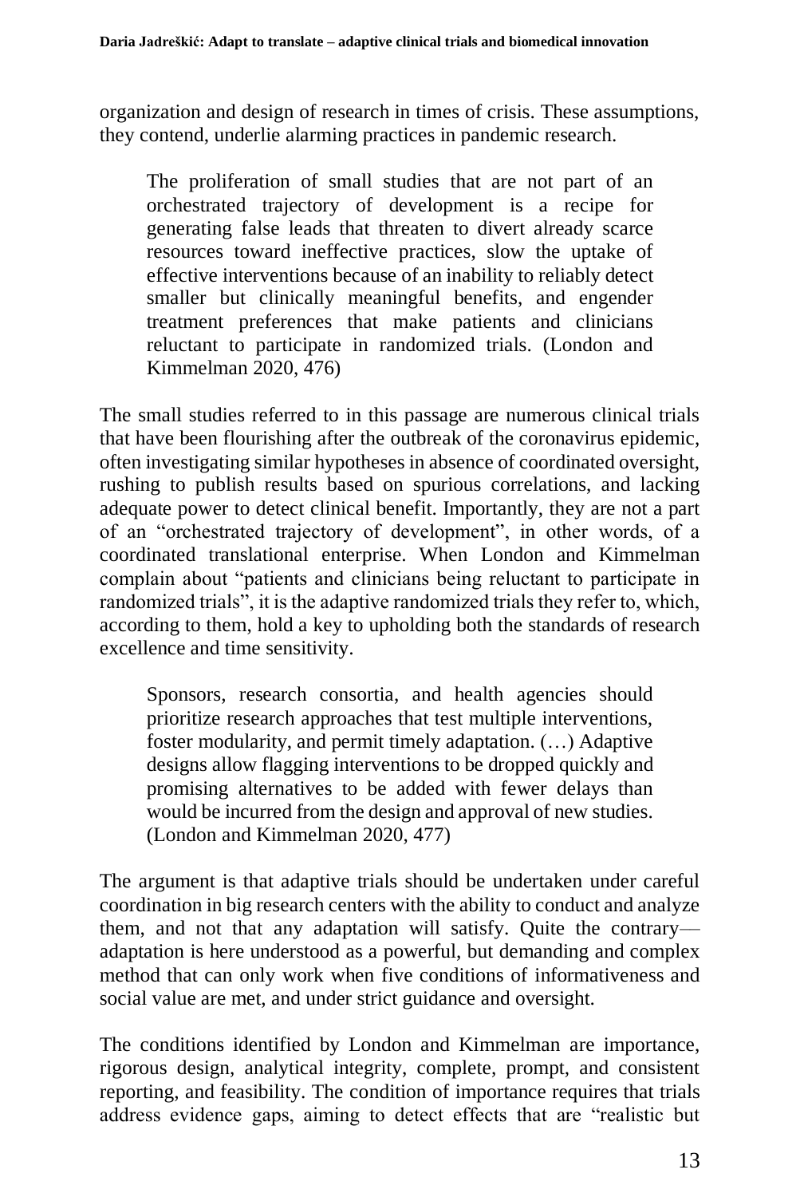organization and design of research in times of crisis. These assumptions, they contend, underlie alarming practices in pandemic research.

> The proliferation of small studies that are not part of an orchestrated trajectory of development is a recipe for generating false leads that threaten to divert already scarce resources toward ineffective practices, slow the uptake of effective interventions because of an inability to reliably detect smaller but clinically meaningful benefits, and engender treatment preferences that make patients and clinicians reluctant to participate in randomized trials. (London and Kimmelman 2020, 476)

The small studies referred to in this passage are numerous clinical trials that have been flourishing after the outbreak of the coronavirus epidemic, often investigating similar hypotheses in absence of coordinated oversight, rushing to publish results based on spurious correlations, and lacking adequate power to detect clinical benefit. Importantly, they are not a part of an "orchestrated trajectory of development", in other words, of a coordinated translational enterprise. When London and Kimmelman complain about "patients and clinicians being reluctant to participate in randomized trials", it is the adaptive randomized trials they refer to, which, according to them, hold a key to upholding both the standards of research excellence and time sensitivity.

> Sponsors, research consortia, and health agencies should prioritize research approaches that test multiple interventions, foster modularity, and permit timely adaptation. (…) Adaptive designs allow flagging interventions to be dropped quickly and promising alternatives to be added with fewer delays than would be incurred from the design and approval of new studies. (London and Kimmelman 2020, 477)

The argument is that adaptive trials should be undertaken under careful coordination in big research centers with the ability to conduct and analyze them, and not that any adaptation will satisfy. Quite the contrary—adaptation is here understood as a powerful, but demanding and complex method that can only work when five conditions of informativeness and social value are met, and under strict guidance and oversight.

The conditions identified by London and Kimmelman are importance, rigorous design, analytical integrity, complete, prompt, and consistent reporting, and feasibility. The condition of importance requires that trials address evidence gaps, aiming to detect effects that are "realistic but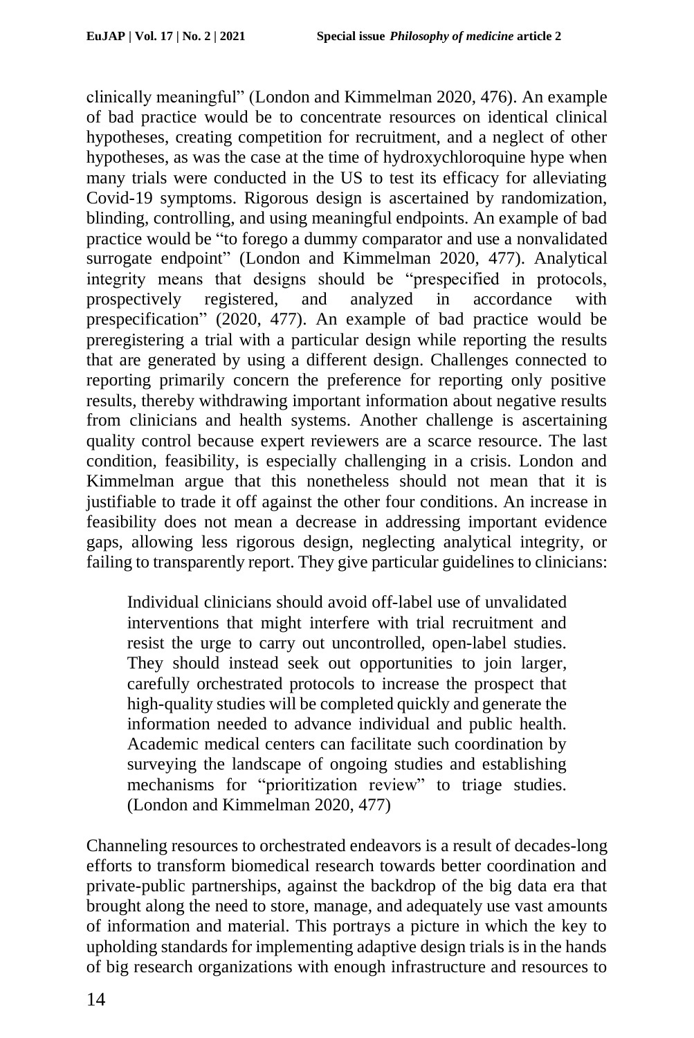clinically meaningful" (London and Kimmelman 2020, 476). An example of bad practice would be to concentrate resources on identical clinical hypotheses, creating competition for recruitment, and a neglect of other hypotheses, as was the case at the time of hydroxychloroquine hype when many trials were conducted in the US to test its efficacy for alleviating Covid-19 symptoms. Rigorous design is ascertained by randomization, blinding, controlling, and using meaningful endpoints. An example of bad practice would be "to forego a dummy comparator and use a nonvalidated surrogate endpoint" (London and Kimmelman 2020, 477). Analytical integrity means that designs should be "prespecified in protocols, prospectively registered, and analyzed in accordance with prespecification" (2020, 477). An example of bad practice would be preregistering a trial with a particular design while reporting the results that are generated by using a different design. Challenges connected to reporting primarily concern the preference for reporting only positive results, thereby withdrawing important information about negative results from clinicians and health systems. Another challenge is ascertaining quality control because expert reviewers are a scarce resource. The last condition, feasibility, is especially challenging in a crisis. London and Kimmelman argue that this nonetheless should not mean that it is justifiable to trade it off against the other four conditions. An increase in feasibility does not mean a decrease in addressing important evidence gaps, allowing less rigorous design, neglecting analytical integrity, or failing to transparently report. They give particular guidelines to clinicians:

> Individual clinicians should avoid off-label use of unvalidated interventions that might interfere with trial recruitment and resist the urge to carry out uncontrolled, open-label studies. They should instead seek out opportunities to join larger, carefully orchestrated protocols to increase the prospect that high-quality studies will be completed quickly and generate the information needed to advance individual and public health. Academic medical centers can facilitate such coordination by surveying the landscape of ongoing studies and establishing mechanisms for "prioritization review" to triage studies. (London and Kimmelman 2020, 477)

Channeling resources to orchestrated endeavors is a result of decades-long efforts to transform biomedical research towards better coordination and private-public partnerships, against the backdrop of the big data era that brought along the need to store, manage, and adequately use vast amounts of information and material. This portrays a picture in which the key to upholding standards for implementing adaptive design trials is in the hands of big research organizations with enough infrastructure and resources to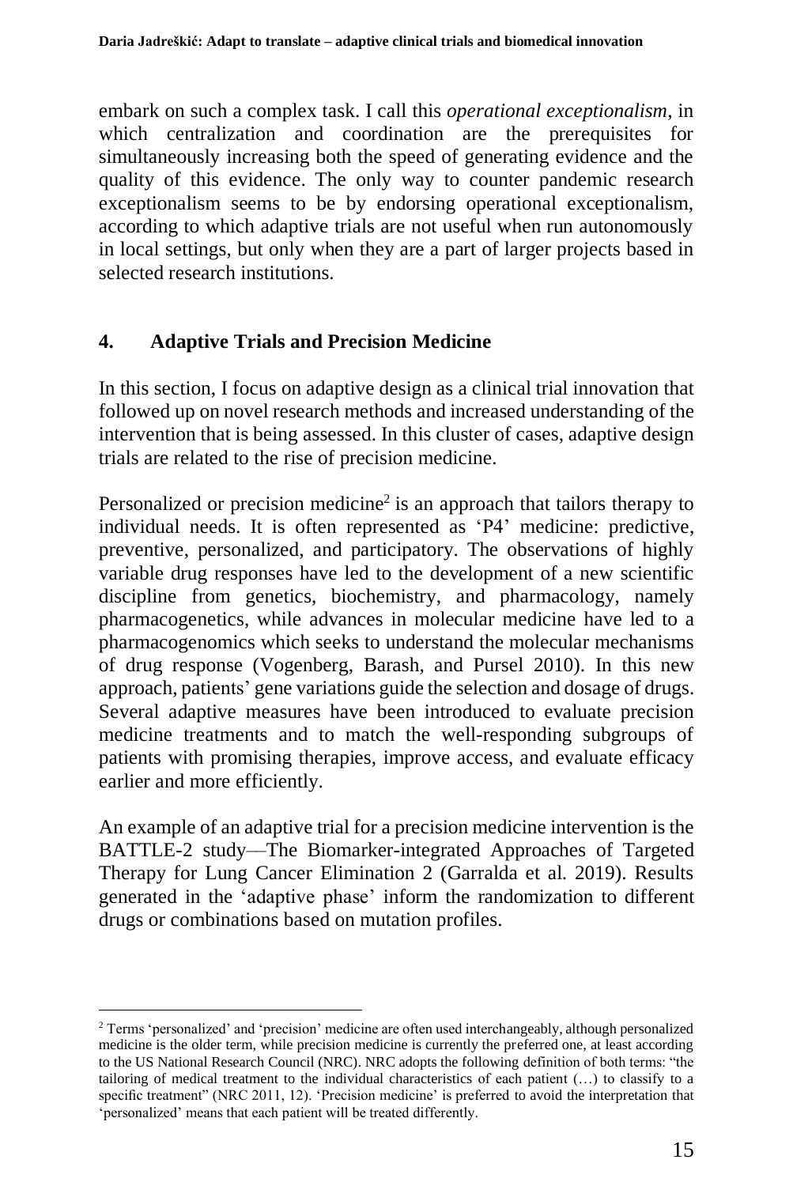embark on such a complex task. I call this *operational exceptionalism*, in which centralization and coordination are the prerequisites for simultaneously increasing both the speed of generating evidence and the quality of this evidence. The only way to counter pandemic research exceptionalism seems to be by endorsing operational exceptionalism, according to which adaptive trials are not useful when run autonomously in local settings, but only when they are a part of larger projects based in selected research institutions.

## 4. Adaptive Trials and Precision Medicine

In this section, I focus on adaptive design as a clinical trial innovation that followed up on novel research methods and increased understanding of the intervention that is being assessed. In this cluster of cases, adaptive design trials are related to the rise of precision medicine.

Personalized or precision medicine[2] is an approach that tailors therapy to individual needs. It is often represented as 'P4' medicine: predictive, preventive, personalized, and participatory. The observations of highly variable drug responses have led to the development of a new scientific discipline from genetics, biochemistry, and pharmacology, namely pharmacogenetics, while advances in molecular medicine have led to a pharmacogenomics which seeks to understand the molecular mechanisms of drug response (Vogenberg, Barash, and Pursel 2010). In this new approach, patients' gene variations guide the selection and dosage of drugs. Several adaptive measures have been introduced to evaluate precision medicine treatments and to match the well-responding subgroups of patients with promising therapies, improve access, and evaluate efficacy earlier and more efficiently.

An example of an adaptive trial for a precision medicine intervention is the BATTLE-2 study—The Biomarker-integrated Approaches of Targeted Therapy for Lung Cancer Elimination 2 (Garralda et al. 2019). Results generated in the 'adaptive phase' inform the randomization to different drugs or combinations based on mutation profiles.

[2] Terms 'personalized' and 'precision' medicine are often used interchangeably, although personalized medicine is the older term, while precision medicine is currently the preferred one, at least according to the US National Research Council (NRC). NRC adopts the following definition of both terms: "the tailoring of medical treatment to the individual characteristics of each patient (…) to classify to a specific treatment" (NRC 2011, 12). 'Precision medicine' is preferred to avoid the interpretation that 'personalized' means that each patient will be treated differently.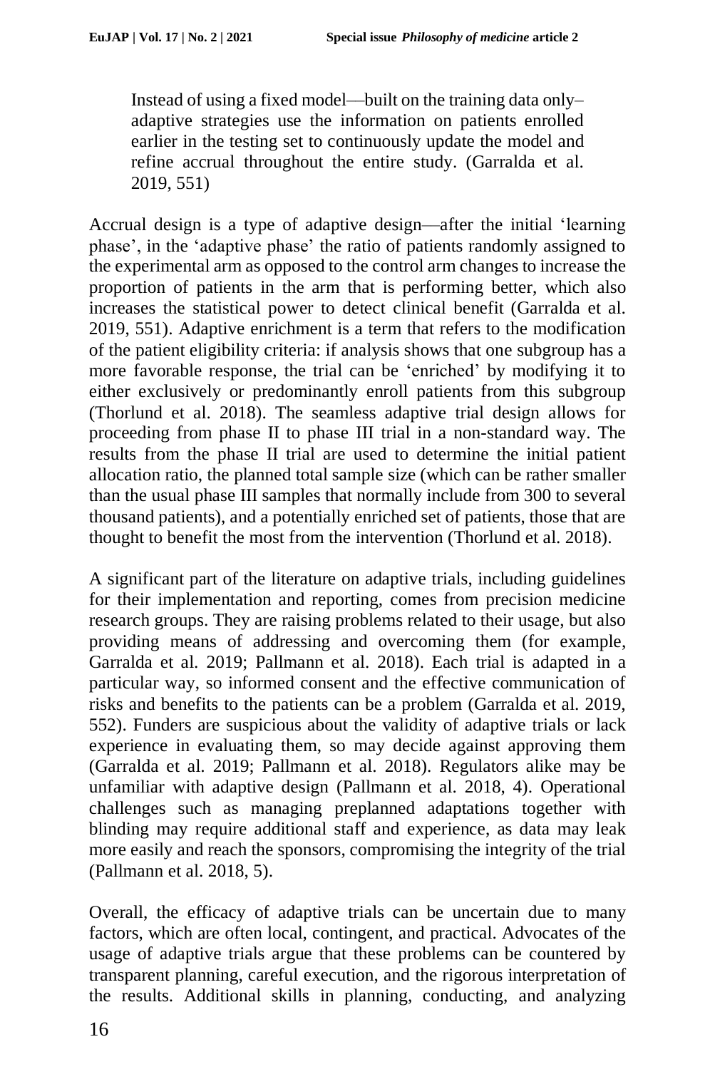> Instead of using a fixed model—built on the training data only–adaptive strategies use the information on patients enrolled earlier in the testing set to continuously update the model and refine accrual throughout the entire study. (Garralda et al. 2019, 551)

Accrual design is a type of adaptive design—after the initial 'learning phase', in the 'adaptive phase' the ratio of patients randomly assigned to the experimental arm as opposed to the control arm changes to increase the proportion of patients in the arm that is performing better, which also increases the statistical power to detect clinical benefit (Garralda et al. 2019, 551). Adaptive enrichment is a term that refers to the modification of the patient eligibility criteria: if analysis shows that one subgroup has a more favorable response, the trial can be 'enriched' by modifying it to either exclusively or predominantly enroll patients from this subgroup (Thorlund et al. 2018). The seamless adaptive trial design allows for proceeding from phase II to phase III trial in a non-standard way. The results from the phase II trial are used to determine the initial patient allocation ratio, the planned total sample size (which can be rather smaller than the usual phase III samples that normally include from 300 to several thousand patients), and a potentially enriched set of patients, those that are thought to benefit the most from the intervention (Thorlund et al. 2018).

A significant part of the literature on adaptive trials, including guidelines for their implementation and reporting, comes from precision medicine research groups. They are raising problems related to their usage, but also providing means of addressing and overcoming them (for example, Garralda et al. 2019; Pallmann et al. 2018). Each trial is adapted in a particular way, so informed consent and the effective communication of risks and benefits to the patients can be a problem (Garralda et al. 2019, 552). Funders are suspicious about the validity of adaptive trials or lack experience in evaluating them, so may decide against approving them (Garralda et al. 2019; Pallmann et al. 2018). Regulators alike may be unfamiliar with adaptive design (Pallmann et al. 2018, 4). Operational challenges such as managing preplanned adaptations together with blinding may require additional staff and experience, as data may leak more easily and reach the sponsors, compromising the integrity of the trial (Pallmann et al. 2018, 5).

Overall, the efficacy of adaptive trials can be uncertain due to many factors, which are often local, contingent, and practical. Advocates of the usage of adaptive trials argue that these problems can be countered by transparent planning, careful execution, and the rigorous interpretation of the results. Additional skills in planning, conducting, and analyzing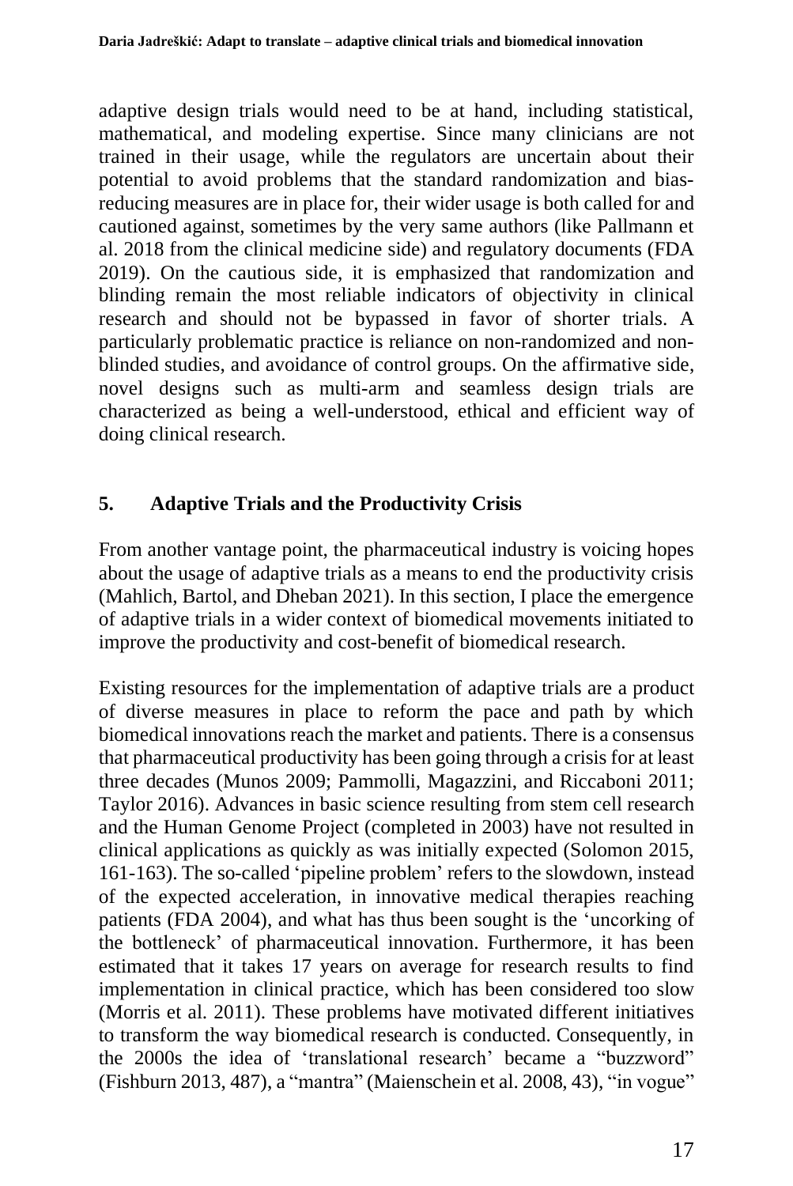adaptive design trials would need to be at hand, including statistical, mathematical, and modeling expertise. Since many clinicians are not trained in their usage, while the regulators are uncertain about their potential to avoid problems that the standard randomization and bias-reducing measures are in place for, their wider usage is both called for and cautioned against, sometimes by the very same authors (like Pallmann et al. 2018 from the clinical medicine side) and regulatory documents (FDA 2019). On the cautious side, it is emphasized that randomization and blinding remain the most reliable indicators of objectivity in clinical research and should not be bypassed in favor of shorter trials. A particularly problematic practice is reliance on non-randomized and non-blinded studies, and avoidance of control groups. On the affirmative side, novel designs such as multi-arm and seamless design trials are characterized as being a well-understood, ethical and efficient way of doing clinical research.

## 5. Adaptive Trials and the Productivity Crisis

From another vantage point, the pharmaceutical industry is voicing hopes about the usage of adaptive trials as a means to end the productivity crisis (Mahlich, Bartol, and Dheban 2021). In this section, I place the emergence of adaptive trials in a wider context of biomedical movements initiated to improve the productivity and cost-benefit of biomedical research.

Existing resources for the implementation of adaptive trials are a product of diverse measures in place to reform the pace and path by which biomedical innovations reach the market and patients. There is a consensus that pharmaceutical productivity has been going through a crisis for at least three decades (Munos 2009; Pammolli, Magazzini, and Riccaboni 2011; Taylor 2016). Advances in basic science resulting from stem cell research and the Human Genome Project (completed in 2003) have not resulted in clinical applications as quickly as was initially expected (Solomon 2015, 161-163). The so-called 'pipeline problem' refers to the slowdown, instead of the expected acceleration, in innovative medical therapies reaching patients (FDA 2004), and what has thus been sought is the 'uncorking of the bottleneck' of pharmaceutical innovation. Furthermore, it has been estimated that it takes 17 years on average for research results to find implementation in clinical practice, which has been considered too slow (Morris et al. 2011). These problems have motivated different initiatives to transform the way biomedical research is conducted. Consequently, in the 2000s the idea of 'translational research' became a "buzzword" (Fishburn 2013, 487), a "mantra" (Maienschein et al. 2008, 43), "in vogue"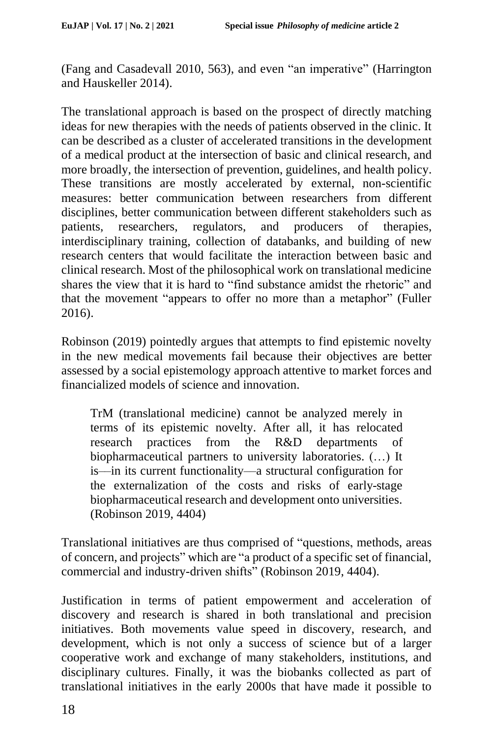(Fang and Casadevall 2010, 563), and even "an imperative" (Harrington and Hauskeller 2014).

The translational approach is based on the prospect of directly matching ideas for new therapies with the needs of patients observed in the clinic. It can be described as a cluster of accelerated transitions in the development of a medical product at the intersection of basic and clinical research, and more broadly, the intersection of prevention, guidelines, and health policy. These transitions are mostly accelerated by external, non-scientific measures: better communication between researchers from different disciplines, better communication between different stakeholders such as patients, researchers, regulators, and producers of therapies, interdisciplinary training, collection of databanks, and building of new research centers that would facilitate the interaction between basic and clinical research. Most of the philosophical work on translational medicine shares the view that it is hard to "find substance amidst the rhetoric" and that the movement "appears to offer no more than a metaphor" (Fuller 2016).

Robinson (2019) pointedly argues that attempts to find epistemic novelty in the new medical movements fail because their objectives are better assessed by a social epistemology approach attentive to market forces and financialized models of science and innovation.

> TrM (translational medicine) cannot be analyzed merely in terms of its epistemic novelty. After all, it has relocated research practices from the R&D departments of biopharmaceutical partners to university laboratories. (…) It is—in its current functionality—a structural configuration for the externalization of the costs and risks of early-stage biopharmaceutical research and development onto universities. (Robinson 2019, 4404)

Translational initiatives are thus comprised of "questions, methods, areas of concern, and projects" which are "a product of a specific set of financial, commercial and industry-driven shifts" (Robinson 2019, 4404).

Justification in terms of patient empowerment and acceleration of discovery and research is shared in both translational and precision initiatives. Both movements value speed in discovery, research, and development, which is not only a success of science but of a larger cooperative work and exchange of many stakeholders, institutions, and disciplinary cultures. Finally, it was the biobanks collected as part of translational initiatives in the early 2000s that have made it possible to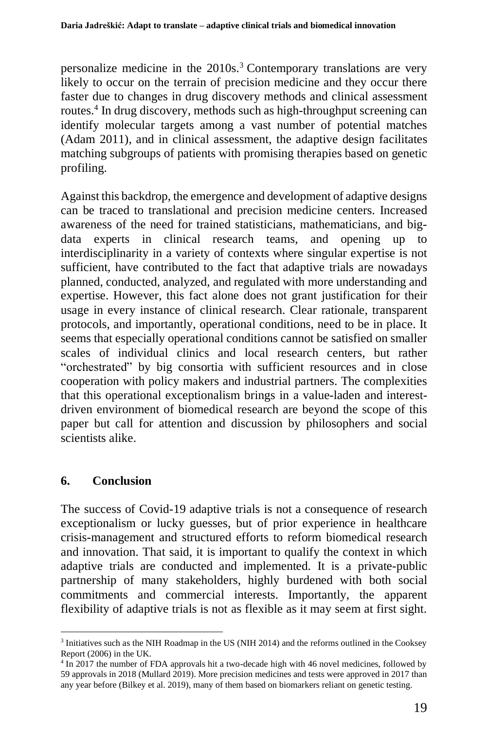personalize medicine in the 2010s.[3] Contemporary translations are very likely to occur on the terrain of precision medicine and they occur there faster due to changes in drug discovery methods and clinical assessment routes.[4] In drug discovery, methods such as high-throughput screening can identify molecular targets among a vast number of potential matches (Adam 2011), and in clinical assessment, the adaptive design facilitates matching subgroups of patients with promising therapies based on genetic profiling.

Against this backdrop, the emergence and development of adaptive designs can be traced to translational and precision medicine centers. Increased awareness of the need for trained statisticians, mathematicians, and big-data experts in clinical research teams, and opening up to interdisciplinarity in a variety of contexts where singular expertise is not sufficient, have contributed to the fact that adaptive trials are nowadays planned, conducted, analyzed, and regulated with more understanding and expertise. However, this fact alone does not grant justification for their usage in every instance of clinical research. Clear rationale, transparent protocols, and importantly, operational conditions, need to be in place. It seems that especially operational conditions cannot be satisfied on smaller scales of individual clinics and local research centers, but rather "orchestrated" by big consortia with sufficient resources and in close cooperation with policy makers and industrial partners. The complexities that this operational exceptionalism brings in a value-laden and interest-driven environment of biomedical research are beyond the scope of this paper but call for attention and discussion by philosophers and social scientists alike.

## 6. Conclusion

The success of Covid-19 adaptive trials is not a consequence of research exceptionalism or lucky guesses, but of prior experience in healthcare crisis-management and structured efforts to reform biomedical research and innovation. That said, it is important to qualify the context in which adaptive trials are conducted and implemented. It is a private-public partnership of many stakeholders, highly burdened with both social commitments and commercial interests. Importantly, the apparent flexibility of adaptive trials is not as flexible as it may seem at first sight.

---

[3] Initiatives such as the NIH Roadmap in the US (NIH 2014) and the reforms outlined in the Cooksey Report (2006) in the UK.

[4] In 2017 the number of FDA approvals hit a two-decade high with 46 novel medicines, followed by 59 approvals in 2018 (Mullard 2019). More precision medicines and tests were approved in 2017 than any year before (Bilkey et al. 2019), many of them based on biomarkers reliant on genetic testing.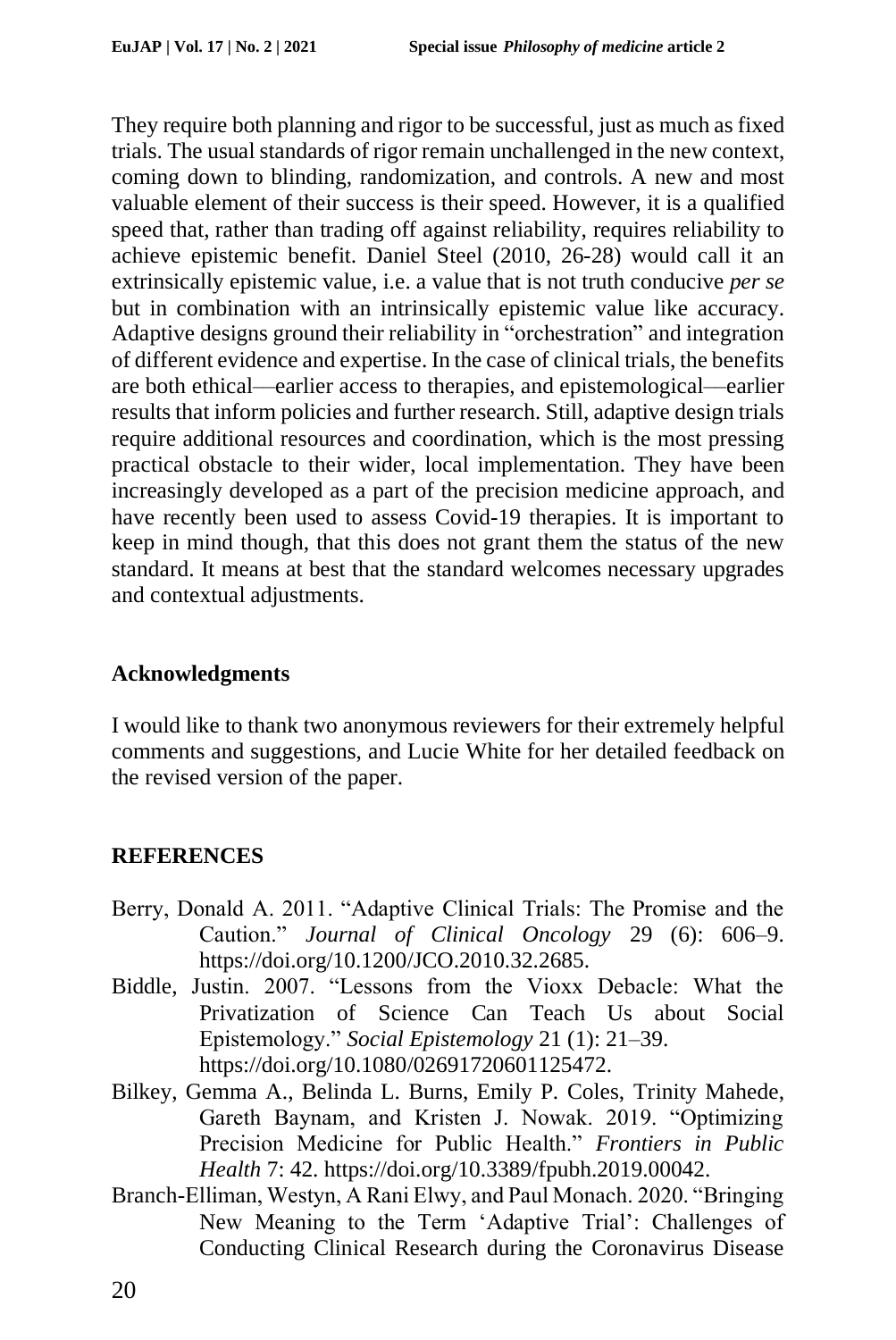They require both planning and rigor to be successful, just as much as fixed trials. The usual standards of rigor remain unchallenged in the new context, coming down to blinding, randomization, and controls. A new and most valuable element of their success is their speed. However, it is a qualified speed that, rather than trading off against reliability, requires reliability to achieve epistemic benefit. Daniel Steel (2010, 26-28) would call it an extrinsically epistemic value, i.e. a value that is not truth conducive *per se* but in combination with an intrinsically epistemic value like accuracy. Adaptive designs ground their reliability in "orchestration" and integration of different evidence and expertise. In the case of clinical trials, the benefits are both ethical—earlier access to therapies, and epistemological—earlier results that inform policies and further research. Still, adaptive design trials require additional resources and coordination, which is the most pressing practical obstacle to their wider, local implementation. They have been increasingly developed as a part of the precision medicine approach, and have recently been used to assess Covid-19 therapies. It is important to keep in mind though, that this does not grant them the status of the new standard. It means at best that the standard welcomes necessary upgrades and contextual adjustments.

## Acknowledgments

I would like to thank two anonymous reviewers for their extremely helpful comments and suggestions, and Lucie White for her detailed feedback on the revised version of the paper.

## REFERENCES

Berry, Donald A. 2011. "Adaptive Clinical Trials: The Promise and the Caution." *Journal of Clinical Oncology* 29 (6): 606–9. https://doi.org/10.1200/JCO.2010.32.2685.

Biddle, Justin. 2007. "Lessons from the Vioxx Debacle: What the Privatization of Science Can Teach Us about Social Epistemology." *Social Epistemology* 21 (1): 21–39. https://doi.org/10.1080/02691720601125472.

Bilkey, Gemma A., Belinda L. Burns, Emily P. Coles, Trinity Mahede, Gareth Baynam, and Kristen J. Nowak. 2019. "Optimizing Precision Medicine for Public Health." *Frontiers in Public Health* 7: 42. https://doi.org/10.3389/fpubh.2019.00042.

Branch-Elliman, Westyn, A Rani Elwy, and Paul Monach. 2020. "Bringing New Meaning to the Term 'Adaptive Trial': Challenges of Conducting Clinical Research during the Coronavirus Disease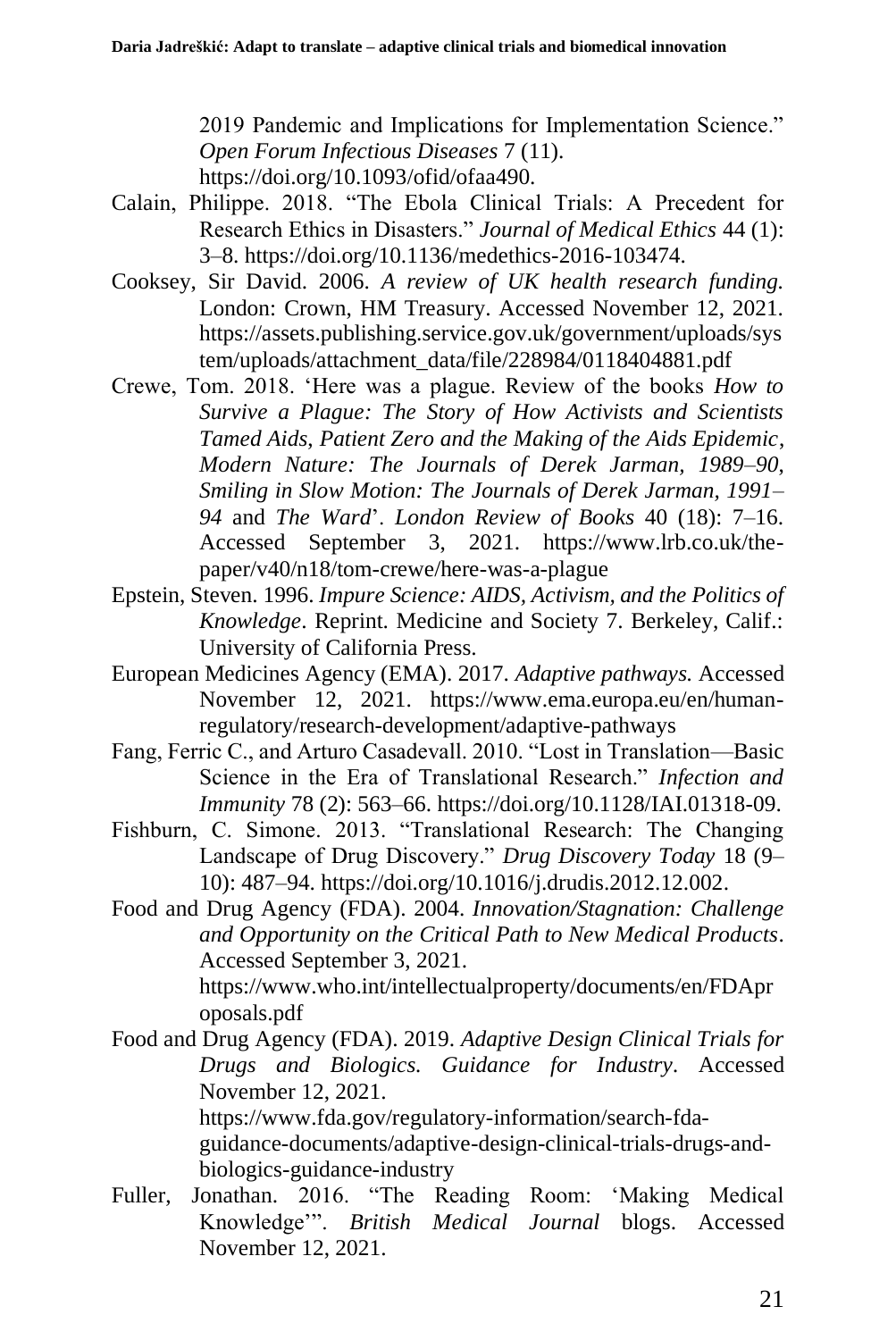2019 Pandemic and Implications for Implementation Science." *Open Forum Infectious Diseases* 7 (11). https://doi.org/10.1093/ofid/ofaa490.

Calain, Philippe. 2018. "The Ebola Clinical Trials: A Precedent for Research Ethics in Disasters." *Journal of Medical Ethics* 44 (1): 3–8. https://doi.org/10.1136/medethics-2016-103474.

Cooksey, Sir David. 2006. *A review of UK health research funding.* London: Crown, HM Treasury. Accessed November 12, 2021. https://assets.publishing.service.gov.uk/government/uploads/system/uploads/attachment_data/file/228984/0118404881.pdf

Crewe, Tom. 2018. 'Here was a plague. Review of the books *How to Survive a Plague: The Story of How Activists and Scientists Tamed Aids*, *Patient Zero and the Making of the Aids Epidemic*, *Modern Nature: The Journals of Derek Jarman, 1989–90*, *Smiling in Slow Motion: The Journals of Derek Jarman, 1991–94* and *The Ward*'. *London Review of Books* 40 (18): 7–16. Accessed September 3, 2021. https://www.lrb.co.uk/the-paper/v40/n18/tom-crewe/here-was-a-plague

Epstein, Steven. 1996. *Impure Science: AIDS, Activism, and the Politics of Knowledge*. Reprint. Medicine and Society 7. Berkeley, Calif.: University of California Press.

European Medicines Agency (EMA). 2017. *Adaptive pathways.* Accessed November 12, 2021. https://www.ema.europa.eu/en/human-regulatory/research-development/adaptive-pathways

Fang, Ferric C., and Arturo Casadevall. 2010. "Lost in Translation—Basic Science in the Era of Translational Research." *Infection and Immunity* 78 (2): 563–66. https://doi.org/10.1128/IAI.01318-09.

Fishburn, C. Simone. 2013. "Translational Research: The Changing Landscape of Drug Discovery." *Drug Discovery Today* 18 (9–10): 487–94. https://doi.org/10.1016/j.drudis.2012.12.002.

Food and Drug Agency (FDA). 2004. *Innovation/Stagnation: Challenge and Opportunity on the Critical Path to New Medical Products*. Accessed September 3, 2021. https://www.who.int/intellectualproperty/documents/en/FDAproposals.pdf

Food and Drug Agency (FDA). 2019. *Adaptive Design Clinical Trials for Drugs and Biologics. Guidance for Industry*. Accessed November 12, 2021. https://www.fda.gov/regulatory-information/search-fda-guidance-documents/adaptive-design-clinical-trials-drugs-and-biologics-guidance-industry

Fuller, Jonathan. 2016. "The Reading Room: 'Making Medical Knowledge'". *British Medical Journal* blogs. Accessed November 12, 2021.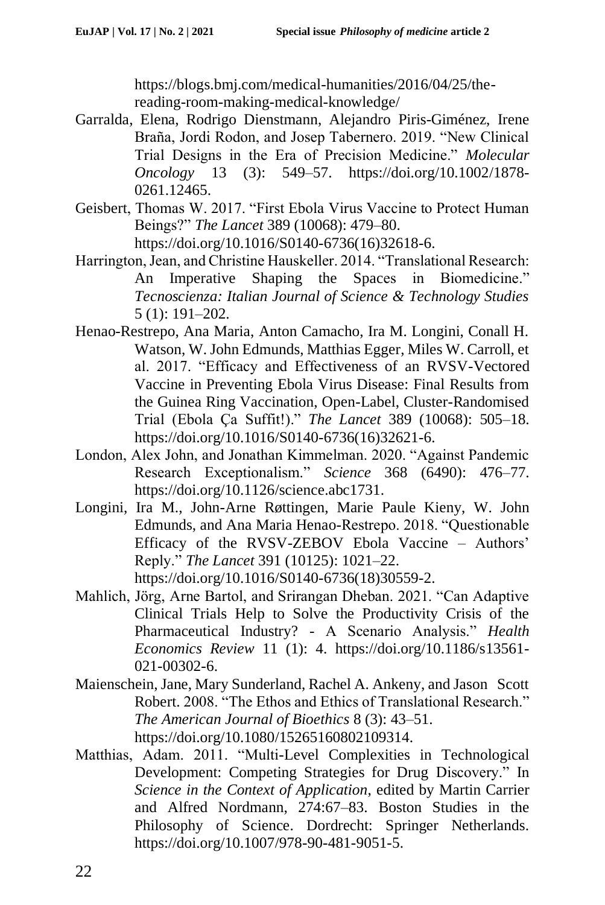https://blogs.bmj.com/medical-humanities/2016/04/25/the-reading-room-making-medical-knowledge/

Garralda, Elena, Rodrigo Dienstmann, Alejandro Piris-Giménez, Irene Braña, Jordi Rodon, and Josep Tabernero. 2019. "New Clinical Trial Designs in the Era of Precision Medicine." *Molecular Oncology* 13 (3): 549–57. https://doi.org/10.1002/1878-0261.12465.

Geisbert, Thomas W. 2017. "First Ebola Virus Vaccine to Protect Human Beings?" *The Lancet* 389 (10068): 479–80. https://doi.org/10.1016/S0140-6736(16)32618-6.

Harrington, Jean, and Christine Hauskeller. 2014. "Translational Research: An Imperative Shaping the Spaces in Biomedicine." *Tecnoscienza: Italian Journal of Science & Technology Studies* 5 (1): 191–202.

Henao-Restrepo, Ana Maria, Anton Camacho, Ira M. Longini, Conall H. Watson, W. John Edmunds, Matthias Egger, Miles W. Carroll, et al. 2017. "Efficacy and Effectiveness of an RVSV-Vectored Vaccine in Preventing Ebola Virus Disease: Final Results from the Guinea Ring Vaccination, Open-Label, Cluster-Randomised Trial (Ebola Ça Suffit!)." *The Lancet* 389 (10068): 505–18. https://doi.org/10.1016/S0140-6736(16)32621-6.

London, Alex John, and Jonathan Kimmelman. 2020. "Against Pandemic Research Exceptionalism." *Science* 368 (6490): 476–77. https://doi.org/10.1126/science.abc1731.

Longini, Ira M., John-Arne Røttingen, Marie Paule Kieny, W. John Edmunds, and Ana Maria Henao-Restrepo. 2018. "Questionable Efficacy of the RVSV-ZEBOV Ebola Vaccine – Authors' Reply." *The Lancet* 391 (10125): 1021–22. https://doi.org/10.1016/S0140-6736(18)30559-2.

Mahlich, Jörg, Arne Bartol, and Srirangan Dheban. 2021. "Can Adaptive Clinical Trials Help to Solve the Productivity Crisis of the Pharmaceutical Industry? - A Scenario Analysis." *Health Economics Review* 11 (1): 4. https://doi.org/10.1186/s13561-021-00302-6.

Maienschein, Jane, Mary Sunderland, Rachel A. Ankeny, and Jason Scott Robert. 2008. "The Ethos and Ethics of Translational Research." *The American Journal of Bioethics* 8 (3): 43–51. https://doi.org/10.1080/15265160802109314.

Matthias, Adam. 2011. "Multi-Level Complexities in Technological Development: Competing Strategies for Drug Discovery." In *Science in the Context of Application*, edited by Martin Carrier and Alfred Nordmann, 274:67–83. Boston Studies in the Philosophy of Science. Dordrecht: Springer Netherlands. https://doi.org/10.1007/978-90-481-9051-5.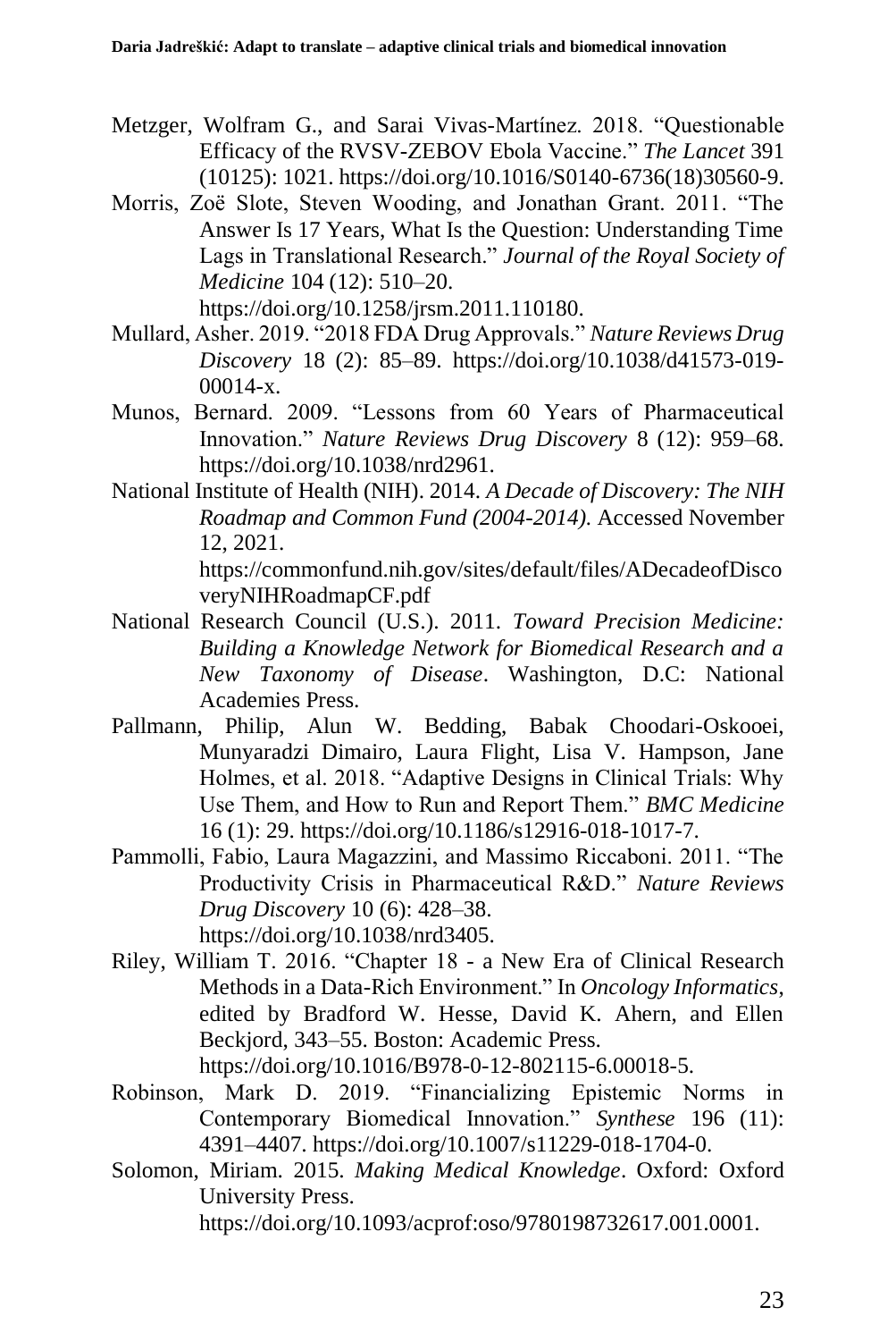Metzger, Wolfram G., and Sarai Vivas-Martínez. 2018. "Questionable Efficacy of the RVSV-ZEBOV Ebola Vaccine." *The Lancet* 391 (10125): 1021. https://doi.org/10.1016/S0140-6736(18)30560-9.

Morris, Zoë Slote, Steven Wooding, and Jonathan Grant. 2011. "The Answer Is 17 Years, What Is the Question: Understanding Time Lags in Translational Research." *Journal of the Royal Society of Medicine* 104 (12): 510–20. https://doi.org/10.1258/jrsm.2011.110180.

Mullard, Asher. 2019. "2018 FDA Drug Approvals." *Nature Reviews Drug Discovery* 18 (2): 85–89. https://doi.org/10.1038/d41573-019-00014-x.

Munos, Bernard. 2009. "Lessons from 60 Years of Pharmaceutical Innovation." *Nature Reviews Drug Discovery* 8 (12): 959–68. https://doi.org/10.1038/nrd2961.

National Institute of Health (NIH). 2014. *A Decade of Discovery: The NIH Roadmap and Common Fund (2004-2014).* Accessed November 12, 2021. https://commonfund.nih.gov/sites/default/files/ADecadeofDiscoveryNIHRoadmapCF.pdf

National Research Council (U.S.). 2011. *Toward Precision Medicine: Building a Knowledge Network for Biomedical Research and a New Taxonomy of Disease*. Washington, D.C: National Academies Press.

Pallmann, Philip, Alun W. Bedding, Babak Choodari-Oskooei, Munyaradzi Dimairo, Laura Flight, Lisa V. Hampson, Jane Holmes, et al. 2018. "Adaptive Designs in Clinical Trials: Why Use Them, and How to Run and Report Them." *BMC Medicine* 16 (1): 29. https://doi.org/10.1186/s12916-018-1017-7.

Pammolli, Fabio, Laura Magazzini, and Massimo Riccaboni. 2011. "The Productivity Crisis in Pharmaceutical R&D." *Nature Reviews Drug Discovery* 10 (6): 428–38. https://doi.org/10.1038/nrd3405.

Riley, William T. 2016. "Chapter 18 - a New Era of Clinical Research Methods in a Data-Rich Environment." In *Oncology Informatics*, edited by Bradford W. Hesse, David K. Ahern, and Ellen Beckjord, 343–55. Boston: Academic Press. https://doi.org/10.1016/B978-0-12-802115-6.00018-5.

Robinson, Mark D. 2019. "Financializing Epistemic Norms in Contemporary Biomedical Innovation." *Synthese* 196 (11): 4391–4407. https://doi.org/10.1007/s11229-018-1704-0.

Solomon, Miriam. 2015. *Making Medical Knowledge*. Oxford: Oxford University Press. https://doi.org/10.1093/acprof:oso/9780198732617.001.0001.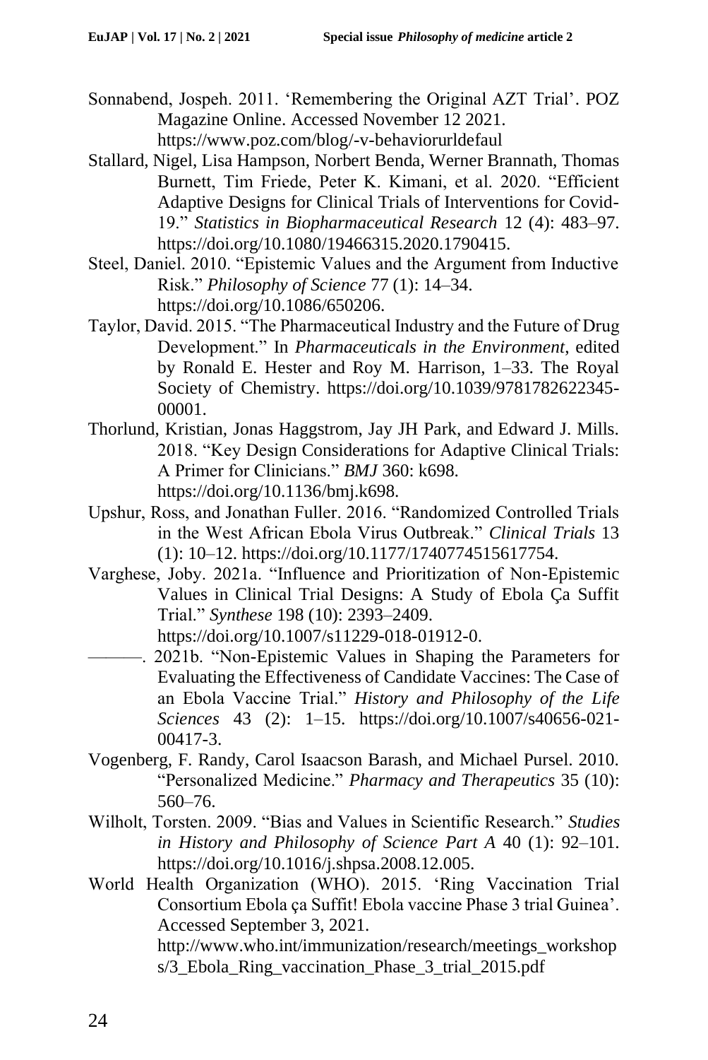Sonnabend, Jospeh. 2011. 'Remembering the Original AZT Trial'. POZ Magazine Online. Accessed November 12 2021. https://www.poz.com/blog/-v-behaviorurldefaul

Stallard, Nigel, Lisa Hampson, Norbert Benda, Werner Brannath, Thomas Burnett, Tim Friede, Peter K. Kimani, et al. 2020. "Efficient Adaptive Designs for Clinical Trials of Interventions for Covid-19." *Statistics in Biopharmaceutical Research* 12 (4): 483–97. https://doi.org/10.1080/19466315.2020.1790415.

Steel, Daniel. 2010. "Epistemic Values and the Argument from Inductive Risk." *Philosophy of Science* 77 (1): 14–34. https://doi.org/10.1086/650206.

Taylor, David. 2015. "The Pharmaceutical Industry and the Future of Drug Development." In *Pharmaceuticals in the Environment*, edited by Ronald E. Hester and Roy M. Harrison, 1–33. The Royal Society of Chemistry. https://doi.org/10.1039/9781782622345-00001.

Thorlund, Kristian, Jonas Haggstrom, Jay JH Park, and Edward J. Mills. 2018. "Key Design Considerations for Adaptive Clinical Trials: A Primer for Clinicians." *BMJ* 360: k698. https://doi.org/10.1136/bmj.k698.

Upshur, Ross, and Jonathan Fuller. 2016. "Randomized Controlled Trials in the West African Ebola Virus Outbreak." *Clinical Trials* 13 (1): 10–12. https://doi.org/10.1177/1740774515617754.

Varghese, Joby. 2021a. "Influence and Prioritization of Non-Epistemic Values in Clinical Trial Designs: A Study of Ebola Ça Suffit Trial." *Synthese* 198 (10): 2393–2409. https://doi.org/10.1007/s11229-018-01912-0.

———. 2021b. "Non-Epistemic Values in Shaping the Parameters for Evaluating the Effectiveness of Candidate Vaccines: The Case of an Ebola Vaccine Trial." *History and Philosophy of the Life Sciences* 43 (2): 1–15. https://doi.org/10.1007/s40656-021-00417-3.

Vogenberg, F. Randy, Carol Isaacson Barash, and Michael Pursel. 2010. "Personalized Medicine." *Pharmacy and Therapeutics* 35 (10): 560–76.

Wilholt, Torsten. 2009. "Bias and Values in Scientific Research." *Studies in History and Philosophy of Science Part A* 40 (1): 92–101. https://doi.org/10.1016/j.shpsa.2008.12.005.

World Health Organization (WHO). 2015. 'Ring Vaccination Trial Consortium Ebola ça Suffit! Ebola vaccine Phase 3 trial Guinea'. Accessed September 3, 2021. http://www.who.int/immunization/research/meetings_workshops/3_Ebola_Ring_vaccination_Phase_3_trial_2015.pdf